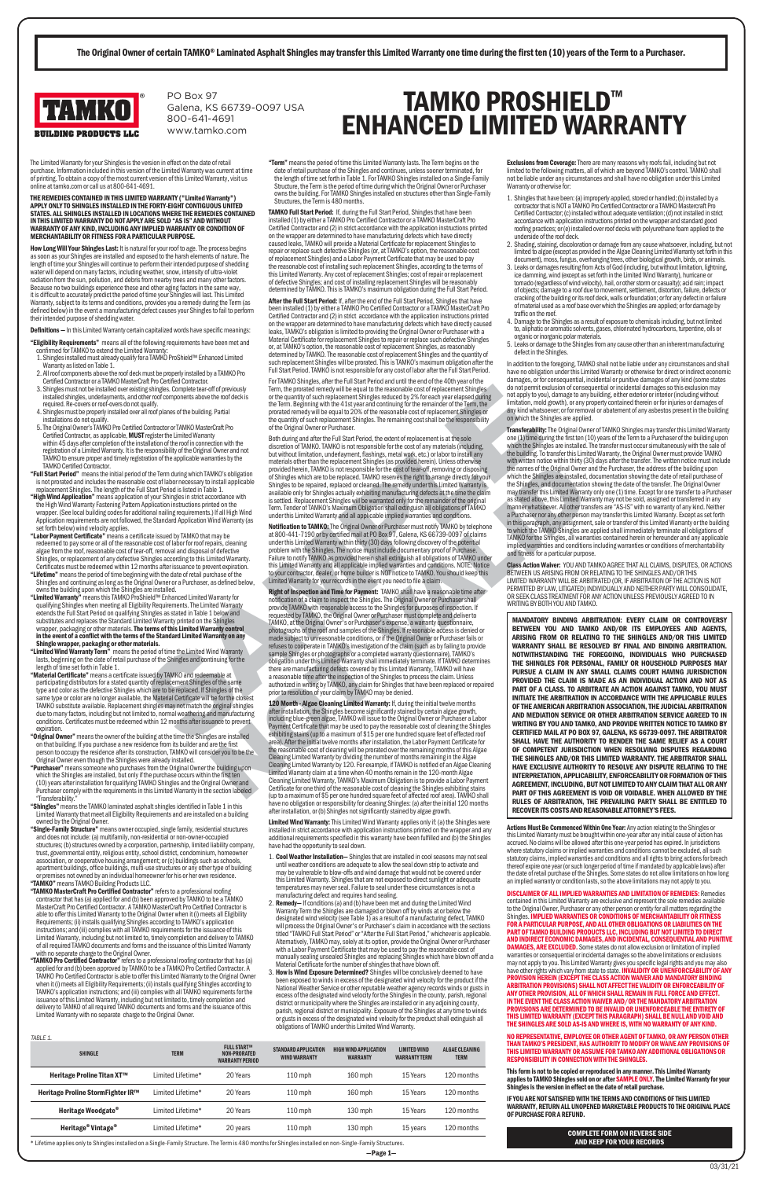**The Original Owner of certain TAMKO® Laminated Asphalt Shingles may transfer this Limited Warranty one time during the first ten (10) years of the Term to a Purchaser.**

TAMKO® BUILDING PRODUCTS LLC

PO Box 97
Galena, KS 66739-0097 USA
800-641-4691
www.tamko.com

# TAMKO PROSHIELD™ ENHANCED LIMITED WARRANTY

The Limited Warranty for your Shingles is the version in effect on the date of retail purchase. Information included in this version of the Limited Warranty was current at time of printing. To obtain a copy of the most current version of this Limited Warranty, visit us online at tamko.com or call us at 800-641-4691.

**THE REMEDIES CONTAINED IN THIS LIMITED WARRANTY ("Limited Warranty") APPLY ONLY TO SHINGLES INSTALLED IN THE FORTY-EIGHT CONTIGUOUS UNITED STATES. ALL SHINGLES INSTALLED IN LOCATIONS WHERE THE REMEDIES CONTAINED IN THIS LIMITED WARRANTY DO NOT APPLY ARE SOLD "AS IS" AND WITHOUT WARRANTY OF ANY KIND, INCLUDING ANY IMPLIED WARRANTY OR CONDITION OF MERCHANTABILITY OR FITNESS FOR A PARTICULAR PURPOSE.**

**How Long Will Your Shingles Last:** It is natural for your roof to age. The process begins as soon as your Shingles are installed and exposed to the harsh elements of nature. The length of time your Shingles will continue to perform their intended purpose of shedding water will depend on many factors, including weather, snow, intensity of ultra-violet radiation from the sun, pollution, and debris from nearby trees and many other factors. Because no two buildings experience these and other aging factors in the same way, it is difficult to accurately predict the period of time your Shingles will last. This Limited Warranty, subject to its terms and conditions, provides you a remedy during the Term (as defined below) in the event a manufacturing defect causes your Shingles to fail to perform their intended purpose of shedding water.

**Definitions –** In this Limited Warranty certain capitalized words have specific meanings:

**"Eligibility Requirements"** means all of the following requirements have been met and confirmed for TAMKO to extend the Limited Warranty:

1. Shingles installed must already qualify for a TAMKO ProShield™ Enhanced Limited Warranty as listed on Table 1.
2. All roof components above the roof deck must be properly installed by a TAMKO Pro Certified Contractor or a TAMKO MasterCraft Pro Certified Contractor.
3. Shingles must not be installed over existing shingles. Complete tear-off of previously installed shingles, underlayments, and other roof components above the roof deck is required. Re-covers or roof-overs do not qualify.
4. Shingles must be properly installed over all roof planes of the building. Partial installations do not qualify.
5. The Original Owner's TAMKO Pro Certified Contractor or TAMKO MasterCraft Pro Certified Contractor, as applicable, **MUST** register the Limited Warranty within 45 days after completion of the installation of the roof in connection with the registration of a Limited Warranty. It is the responsibility of the Original Owner and not TAMKO to ensure proper and timely registration of the applicable warranties by the TAMKO Certified Contractor.

**"Full Start Period"** means the initial period of the Term during which TAMKO's obligation is not prorated and includes the reasonable cost of labor necessary to install applicable replacement Shingles. The length of the Full Start Period is listed in Table 1.

**"High Wind Application"** means application of your Shingles in strict accordance with the High Wind Warranty Fastening Pattern Application instructions printed on the wrapper. (See local building codes for additional nailing requirements.) If all High Wind Application requirements are not followed, the Standard Application Wind Warranty (as set forth below) wind velocity applies.

**"Labor Payment Certificate"** means a certificate issued by TAMKO that may be redeemed to pay some or all of the reasonable cost of labor for roof repairs, cleaning algae from the roof, reasonable cost of tear-off, removal and disposal of defective Shingles, or replacement of any defective Shingles according to this Limited Warranty. Certificates must be redeemed within 12 months after issuance to prevent expiration.

**"Lifetime"** means the period of time beginning with the date of retail purchase of the Shingles and continuing as long as the Original Owner or a Purchaser, as defined below, owns the building upon which the Shingles are installed.

**"Limited Warranty"** means this TAMKO ProShield™ Enhanced Limited Warranty for qualifying Shingles when meeting all Eligibility Requirements. The Limited Warranty extends the Full Start Period on qualifying Shingles as stated in Table 1 below and substitutes and replaces the Standard Limited Warranty printed on the Shingles wrapper, packaging or other materials. **The terms of this Limited Warranty control in the event of a conflict with the terms of the Standard Limited Warranty on any Shingle wrapper, packaging or other materials.**

**"Limited Wind Warranty Term"** means the period of time the Limited Wind Warranty lasts, beginning on the date of retail purchase of the Shingles and continuing for the length of time set forth in Table 1.

**"Material Certificate"** means a certificate issued by TAMKO and redeemable at participating distributors for a stated quantity of replacement Shingles of the same type and color as the defective Shingles which are to be replaced. If Shingles of the same type or color are no longer available, the Material Certificate will be for the closest TAMKO substitute available. Replacement shingles may not match the original shingles due to many factors, including but not limited to, normal weathering and manufacturing conditions. Certificates must be redeemed within 12 months after issuance to prevent expiration.

**"Original Owner"** means the owner of the building at the time the Shingles are installed on that building. If you purchase a new residence from its builder and are the first person to occupy the residence after its construction, TAMKO will consider you to be the Original Owner even though the Shingles were already installed.

**"Purchaser"** means someone who purchases from the Original Owner the building upon which the Shingles are installed, but only if the purchase occurs within the first ten (10) years after installation for qualifying TAMKO Shingles and the Original Owner and Purchaser comply with the requirements in this Limited Warranty in the section labeled "Transferability."

**"Shingles"** means the TAMKO laminated asphalt shingles identified in Table 1 in this Limited Warranty that meet all Eligibility Requirements and are installed on a building owned by the Original Owner.

**"Single-Family Structure"** means owner occupied, single family, residential structures and does not include: (a) multifamily, non-residential or non-owner-occupied structures; (b) structures owned by a corporation, partnership, limited liability company, trust, governmental entity, religious entity, school district, condominium, homeowner association, or cooperative housing arrangement; or (c) buildings such as schools, apartment buildings, office buildings, multi-use structures or any other type of building or premises not owned by an individual homeowner for his or her own residence.

**"TAMKO"** means TAMKO Building Products LLC.

**"TAMKO MasterCraft Pro Certified Contractor"** refers to a professional roofing contractor that has (a) applied for and (b) been approved by TAMKO to be a TAMKO MasterCraft Pro Certified Contractor. A TAMKO MasterCraft Pro Certified Contractor is able to offer this Limited Warranty to the Original Owner when it (i) meets all Eligibility Requirements; (ii) installs qualifying Shingles according to TAMKO's application instructions; and (iii) complies with all TAMKO requirements for the issuance of this Limited Warranty, including but not limited to, timely completion and delivery to TAMKO of all required TAMKO documents and forms and the issuance of this Limited Warranty with no separate charge to the Original Owner.

**"TAMKO Pro Certified Contractor"** refers to a professional roofing contractor that has (a) applied for and (b) been approved by TAMKO to be a TAMKO Pro Certified Contractor. A TAMKO Pro Certified Contractor is able to offer this Limited Warranty to the Original Owner when it (i) meets all Eligibility Requirements; (ii) installs qualifying Shingles according to TAMKO's application instructions; and (iii) complies with all TAMKO requirements for the issuance of this Limited Warranty, including but not limited to, timely completion and delivery to TAMKO of all required TAMKO documents and forms and the issuance of this Limited Warranty with no separate charge to the Original Owner.

**"Term"** means the period of time this Limited Warranty lasts. The Term begins on the date of retail purchase of the Shingles and continues, unless sooner terminated, for the length of time set forth in Table 1. For TAMKO Shingles installed on a Single-Family Structure, the Term is the period of time during which the Original Owner or Purchaser owns the building. For TAMKO Shingles installed on structures other than Single-Family Structures, the Term is 480 months.

**TAMKO Full Start Period:** If, during the Full Start Period, Shingles that have been installed (1) by either a TAMKO Pro Certified Contractor or a TAMKO MasterCraft Pro Certified Contractor and (2) in strict accordance with the application instructions printed on the wrapper are determined to have manufacturing defects which have directly caused leaks, TAMKO will provide a Material Certificate for replacement Shingles to repair or replace such defective Shingles (or, at TAMKO's option, the reasonable cost of replacement Shingles) and a Labor Payment Certificate that may be used to pay the reasonable cost of installing such replacement Shingles, according to the terms of this Limited Warranty. Any cost of replacement Shingles; cost of repair or replacement of defective Shingles; and cost of installing replacement Shingles will be reasonably determined by TAMKO. This is TAMKO's maximum obligation during the Full Start Period.

**After the Full Start Period:** If, after the end of the Full Start Period, Shingles that have been installed (1) by either a TAMKO Pro Certified Contractor or a TAMKO MasterCraft Pro Certified Contractor and (2) in strict accordance with the application instructions printed on the wrapper are determined to have manufacturing defects which have directly caused leaks, TAMKO's obligation is limited to providing the Original Owner or Purchaser with a Material Certificate for replacement Shingles to repair or replace such defective Shingles or, at TAMKO's option, the reasonable cost of replacement Shingles, as reasonably determined by TAMKO. The reasonable cost of replacement Shingles and the quantity of such replacement Shingles will be prorated. This is TAMKO's maximum obligation after the Full Start Period. TAMKO is not responsible for any cost of labor after the Full Start Period.

For TAMKO Shingles, after the Full Start Period and until the end of the 40th year of the Term, the prorated remedy will be equal to the reasonable cost of replacement Shingles or the quantity of such replacement Shingles reduced by 2% for each year elapsed during the Term. Beginning with the 41st year and continuing for the remainder of the Term, the prorated remedy will be equal to 20% of the reasonable cost of replacement Shingles or the quantity of such replacement Shingles. The remaining cost shall be the responsibility of the Original Owner or Purchaser.

Both during and after the Full Start Period, the extent of replacement is at the sole discretion of TAMKO. TAMKO is not responsible for the cost of any materials (including, but without limitation, underlayment, flashings, metal work, etc.) or labor to install any materials other than the replacement Shingles (as provided herein). Unless otherwise provided herein, TAMKO is not responsible for the cost of tear-off, removing or disposing of Shingles which are to be replaced. TAMKO reserves the right to arrange directly for your Shingles to be repaired, replaced or cleaned. The remedy under this Limited Warranty is available only for Shingles actually exhibiting manufacturing defects at the time the claim is settled. Replacement Shingles will be warranted only for the remainder of the original Term. Tender of TAMKO's Maximum Obligation shall extinguish all obligations of TAMKO under this Limited Warranty and all applicable implied warranties and conditions.

**Notification to TAMKO:** The Original Owner or Purchaser must notify TAMKO by telephone at 800-441-7190 or by certified mail at PO Box 97, Galena, KS 66739-0097 of claims under this Limited Warranty within thirty (30) days following discovery of the potential problem with the Shingles. The notice must include documentary proof of Purchase. Failure to notify TAMKO as provided herein shall extinguish all obligations of TAMKO under this Limited Warranty and all applicable implied warranties and conditions. NOTE: Notice to your contractor, dealer, or home builder is NOT notice to TAMKO. You should keep this Limited Warranty for your records in the event you need to file a claim.

**Right of Inspection and Time for Payment:** TAMKO shall have a reasonable time after notification of a claim to inspect the Shingles. The Original Owner or Purchaser shall provide TAMKO with reasonable access to the Shingles for purposes of inspection. If requested by TAMKO, the Original Owner or Purchaser must complete and deliver to TAMKO, at the Original Owner's or Purchaser's expense, a warranty questionnaire, photographs of the roof and samples of the Shingles. If reasonable access is denied or made subject to unreasonable conditions, or if the Original Owner or Purchaser fails or refuses to cooperate in TAMKO's investigation of the claim (such as by failing to provide sample Shingles or photographs or a completed warranty questionnaire), TAMKO's obligation under this Limited Warranty shall immediately terminate. If TAMKO determines there are manufacturing defects covered by this Limited Warranty, TAMKO will have a reasonable time after the inspection of the Shingles to process the claim. Unless authorized in writing by TAMKO, any claim for Shingles that have been replaced or repaired prior to resolution of your claim by TAMKO may be denied.

**120 Month - Algae Cleaning Limited Warranty:** If, during the initial twelve months after installation, the Shingles become significantly stained by certain algae growth, including blue-green algae, TAMKO will issue to the Original Owner or Purchaser a Labor Payment Certificate that may be used to pay the reasonable cost of cleaning the Shingles exhibiting stains (up to a maximum of $15 per one hundred square feet of affected roof area). After the initial twelve months after installation, the Labor Payment Certificate for the reasonable cost of cleaning will be prorated over the remaining months of this Algae Cleaning Limited Warranty by dividing the number of months remaining in the Algae Cleaning Limited Warranty by 120. For example, if TAMKO is notified of an Algae Cleaning Limited Warranty claim at a time when 40 months remain in the 120-month Algae Cleaning Limited Warranty, TAMKO's Maximum Obligation is to provide a Labor Payment Certificate for one third of the reasonable cost of cleaning the Shingles exhibiting stains (up to a maximum of $5 per one hundred square feet of affected roof area). TAMKO shall have no obligation or responsibility for cleaning Shingles: (a) after the initial 120 months after installation, or (b) Shingles not significantly stained by algae growth.

**Limited Wind Warranty:** This Limited Wind Warranty applies only if: (a) the Shingles were installed in strict accordance with application instructions printed on the wrapper and any additional requirements specified in this warranty have been fulfilled and (b) the Shingles have had the opportunity to seal down.

1. **Cool Weather Installation –** Shingles that are installed in cool seasons may not seal until weather conditions are adequate to allow the seal down strip to activate and may be vulnerable to blow-offs and wind damage that would not be covered under this Limited Warranty. Shingles that are not exposed to direct sunlight or adequate temperatures may never seal. Failure to seal under these circumstances is not a manufacturing defect and requires hand sealing.
2. **Remedy –** If conditions (a) and (b) have been met and during the Limited Wind Warranty Term the Shingles are damaged or blown off by winds at or below the designated wind velocity (see Table 1) as a result of a manufacturing defect, TAMKO will process the Original Owner's or Purchaser's claim in accordance with the sections titled "TAMKO Full Start Period" or "After the Full Start Period," whichever is applicable. Alternatively, TAMKO may, solely at its option, provide the Original Owner or Purchaser with a Labor Payment Certificate that may be used to pay the reasonable cost of manually sealing unsealed Shingles and replacing Shingles which have blown off and a Material Certificate for the number of shingles that have blown off.
3. **How is Wind Exposure Determined?** Shingles will be conclusively deemed to have been exposed to winds in excess of the designated wind velocity for the product if the National Weather Service or other equitable weather agency records winds or gusts in excess of the designated wind velocity for the Shingles in the county, parish, regional district or municipality where the Shingles are installed or in any adjoining county, parish, regional district or municipality. Exposure of the Shingles at any time to winds or gusts in excess of the designated wind velocity for the product shall extinguish all obligations of TAMKO under this Limited Warranty.

**Exclusions from Coverage:** There are many reasons why roofs fail, including but not limited to the following matters, all of which are beyond TAMKO's control. TAMKO shall not be liable under any circumstances and shall have no obligation under this Limited Warranty or otherwise for:

1. Shingles that have been: (a) improperly applied, stored or handled; (b) installed by a contractor that is NOT a TAMKO Pro Certified Contractor or a TAMKO Mastercraft Pro Certified Contractor; (c) installed without adequate ventilation; (d) not installed in strict accordance with application instructions printed on the wrapper and standard good roofing practices; or (e) installed over roof decks with polyurethane foam applied to the underside of the roof deck.
2. Shading, staining, discoloration or damage from any cause whatsoever, including, but not limited to algae (except as provided in the Algae Cleaning Limited Warranty set forth in this document), moss, fungus, overhanging trees, other biological growth, birds, or animals.
3. Leaks or damages resulting from Acts of God (including, but without limitation, lightning, ice damming, wind (except as set forth in the Limited Wind Warranty), hurricane or tornado (regardless of wind velocity), hail, or other storm or casualty); acid rain; impact of objects; damage to a roof due to movement, settlement, distortion, failure, defects or cracking of the building or its roof deck, walls or foundation; or for any defect in or failure of material used as a roof base over which the Shingles are applied; or for damage by traffic on the roof.
4. Damage to the Shingles as a result of exposure to chemicals including, but not limited to, aliphatic or aromatic solvents, gases, chlorinated hydrocarbons, turpentine, oils or organic or inorganic polar materials.
5. Leaks or damage to the Shingles from any cause other than an inherent manufacturing defect in the Shingles.

In addition to the foregoing, TAMKO shall not be liable under any circumstances and shall have no obligation under this Limited Warranty or otherwise for direct or indirect economic damages, or for consequential, incidental or punitive damages of any kind (some states do not permit exclusion of consequential or incidental damages so this exclusion may not apply to you), damage to any building, either exterior or interior (including without limitation, mold growth), or any property contained therein or for injuries or damages of any kind whatsoever; or for removal or abatement of any asbestos present in the building on which the Shingles are applied.

**Transferability:** The Original Owner of TAMKO Shingles may transfer this Limited Warranty one (1) time during the first ten (10) years of the Term to a Purchaser of the building upon which the Shingles are installed. The transfer must occur simultaneously with the sale of the building. To transfer this Limited Warranty, the Original Owner must provide TAMKO with written notice within thirty (30) days after the transfer. The written notice must include the names of the Original Owner and the Purchaser, the address of the building upon which the Shingles are installed, documentation showing the date of retail purchase of the Shingles, and documentation showing the date of the transfer. The Original Owner may transfer this Limited Warranty only one (1) time. Except for one transfer to a Purchaser as stated above, this Limited Warranty may not be sold, assigned or transferred in any manner whatsoever. All other transfers are "AS-IS" with no warranty of any kind. Neither a Purchaser nor any other person may transfer this Limited Warranty. Except as set forth in this paragraph, any assignment, sale or transfer of this Limited Warranty or the building to which the TAMKO Shingles are applied shall immediately terminate all obligations of TAMKO for the Shingles, all warranties contained herein or hereunder and any applicable implied warranties and conditions including warranties or conditions of merchantability and fitness for a particular purpose.

**Class Action Waiver:** YOU AND TAMKO AGREE THAT ALL CLAIMS, DISPUTES, OR ACTIONS BETWEEN US ARISING FROM OR RELATING TO THE SHINGLES AND/OR THIS LIMITED WARRANTY WILL BE ARBITRATED (OR, IF ARBITRATION OF THE ACTION IS NOT PERMITTED BY LAW, LITIGATED) INDIVIDUALLY AND NEITHER PARTY WILL CONSOLIDATE, OR SEEK CLASS TREATMENT FOR ANY ACTION UNLESS PREVIOUSLY AGREED TO IN WRITING BY BOTH YOU AND TAMKO.

**MANDATORY BINDING ARBITRATION: EVERY CLAIM OR CONTROVERSY BETWEEN YOU AND TAMKO AND/OR ITS EMPLOYEES AND AGENTS, ARISING FROM OR RELATING TO THE SHINGLES AND/OR THIS LIMITED WARRANTY SHALL BE RESOLVED BY FINAL AND BINDING ARBITRATION. NOTWITHSTANDING THE FOREGOING, INDIVIDUALS WHO PURCHASED THE SHINGLES FOR PERSONAL, FAMILY OR HOUSEHOLD PURPOSES MAY PURSUE A CLAIM IN ANY SMALL CLAIMS COURT HAVING JURISDICTION PROVIDED THE CLAIM IS MADE AS AN INDIVIDUAL ACTION AND NOT AS PART OF A CLASS. TO ARBITRATE AN ACTION AGAINST TAMKO, YOU MUST INITIATE THE ARBITRATION IN ACCORDANCE WITH THE APPLICABLE RULES OF THE AMERICAN ARBITRATION ASSOCIATION, THE JUDICIAL ARBITRATION AND MEDIATION SERVICE OR OTHER ARBITRATION SERVICE AGREED TO IN WRITING BY YOU AND TAMKO, AND PROVIDE WRITTEN NOTICE TO TAMKO BY CERTIFIED MAIL AT PO BOX 97, GALENA, KS 66739-0097. THE ARBITRATOR SHALL HAVE THE AUTHORITY TO RENDER THE SAME RELIEF AS A COURT OF COMPETENT JURISDICTION WHEN RESOLVING DISPUTES REGARDING THE SHINGLES AND/OR THIS LIMITED WARRANTY. THE ARBITRATOR SHALL HAVE EXCLUSIVE AUTHORITY TO RESOLVE ANY DISPUTE RELATING TO THE INTERPRETATION, APPLICABILITY, ENFORCEABILITY OR FORMATION OF THIS AGREEMENT, INCLUDING, BUT NOT LIMITED TO ANY CLAIM THAT ALL OR ANY PART OF THIS AGREEMENT IS VOID OR VOIDABLE. WHEN ALLOWED BY THE RULES OF ARBITRATION, THE PREVAILING PARTY SHALL BE ENTITLED TO RECOVER ITS COSTS AND REASONABLE ATTORNEY'S FEES.**

**Actions Must Be Commenced Within One Year:** Any action relating to the Shingles or this Limited Warranty must be brought within one-year after any initial cause of action has accrued. No claims will be allowed after this one-year period has expired. In jurisdictions where statutory claims or implied warranties and conditions cannot be excluded, all such statutory claims, implied warranties and conditions and all rights to bring actions for breach thereof expire one year (or such longer period of time if mandated by applicable laws) after the date of retail purchase of the Shingles. Some states do not allow limitations on how long an implied warranty or condition lasts, so the above limitations may not apply to you.

**DISCLAIMER OF ALL IMPLIED WARRANTIES AND LIMITATION OF REMEDIES:** Remedies contained in this Limited Warranty are exclusive and represent the sole remedies available to the Original Owner, Purchaser or any other person or entity for all matters regarding the Shingles. **IMPLIED WARRANTIES OR CONDITIONS OF MERCHANTABILITY OR FITNESS FOR A PARTICULAR PURPOSE, AND ALL OTHER OBLIGATIONS OR LIABILITIES ON THE PART OF TAMKO BUILDING PRODUCTS LLC, INCLUDING BUT NOT LIMITED TO DIRECT AND INDIRECT ECONOMIC DAMAGES, AND INCIDENTAL, CONSEQUENTIAL AND PUNITIVE DAMAGES, ARE EXCLUDED.** Some states do not allow exclusion or limitation of implied warranties or consequential or incidental damages so the above limitations or exclusions may not apply to you. This Limited Warranty gives you specific legal rights and you may also have other rights which vary from state to state. **INVALIDITY OR UNENFORCEABILITY OF ANY PROVISION HEREIN (EXCEPT THE CLASS ACTION WAIVER AND MANDATORY BINDING ARBITRATION PROVISIONS) SHALL NOT AFFECT THE VALIDITY OR ENFORCEABILITY OF ANY OTHER PROVISION, ALL OF WHICH SHALL REMAIN IN FULL FORCE AND EFFECT. IN THE EVENT THE CLASS ACTION WAIVER AND/OR THE MANDATORY ARBITRATION PROVISIONS ARE DETERMINED TO BE INVALID OR UNENFORCEABLE THE ENTIRETY OF THIS LIMITED WARRANTY (EXCEPT THIS PARAGRAPH) SHALL BE NULL AND VOID AND THE SHINGLES ARE SOLD AS-IS AND WHERE IS, WITH NO WARRANTY OF ANY KIND.**

**NO REPRESENTATIVE, EMPLOYEE OR OTHER AGENT OF TAMKO, OR ANY PERSON OTHER THAN TAMKO'S PRESIDENT, HAS AUTHORITY TO MODIFY OR WAIVE ANY PROVISIONS OF THIS LIMITED WARRANTY OR ASSUME FOR TAMKO ANY ADDITIONAL OBLIGATIONS OR RESPONSIBILITY IN CONNECTION WITH THE SHINGLES.**

**This form is not to be copied or reproduced in any manner. This Limited Warranty applies to TAMKO Shingles sold on or after SAMPLE ONLY. The Limited Warranty for your Shingles is the version in effect on the date of retail purchase.**

**IF YOU ARE NOT SATISFIED WITH THE TERMS AND CONDITIONS OF THIS LIMITED WARRANTY, RETURN ALL UNOPENED MARKETABLE PRODUCTS TO THE ORIGINAL PLACE OF PURCHASE FOR A REFUND.**

**COMPLETE FORM ON REVERSE SIDE AND KEEP FOR YOUR RECORDS**

*TABLE 1.*

| SHINGLE | TERM | FULL START™ NON-PRORATED WARRANTY PERIOD | STANDARD APPLICATION WIND WARRANTY | HIGH WIND APPLICATION WARRANTY | LIMITED WIND WARRANTY TERM | ALGAE CLEANING TERM |
|---|---|---|---|---|---|---|
| Heritage Proline Titan XT™ | Limited Lifetime* | 20 Years | 110 mph | 160 mph | 15 Years | 120 months |
| Heritage Proline StormFighter IR™ | Limited Lifetime* | 20 Years | 110 mph | 160 mph | 15 Years | 120 months |
| Heritage Woodgate® | Limited Lifetime* | 20 Years | 110 mph | 130 mph | 15 Years | 120 months |
| Heritage® Vintage® | Limited Lifetime* | 20 years | 110 mph | 130 mph | 15 years | 120 months |

\* Lifetime applies only to Shingles installed on a Single-Family Structure. The Term is 480 months for Shingles installed on non-Single-Family Structures.

03/31/21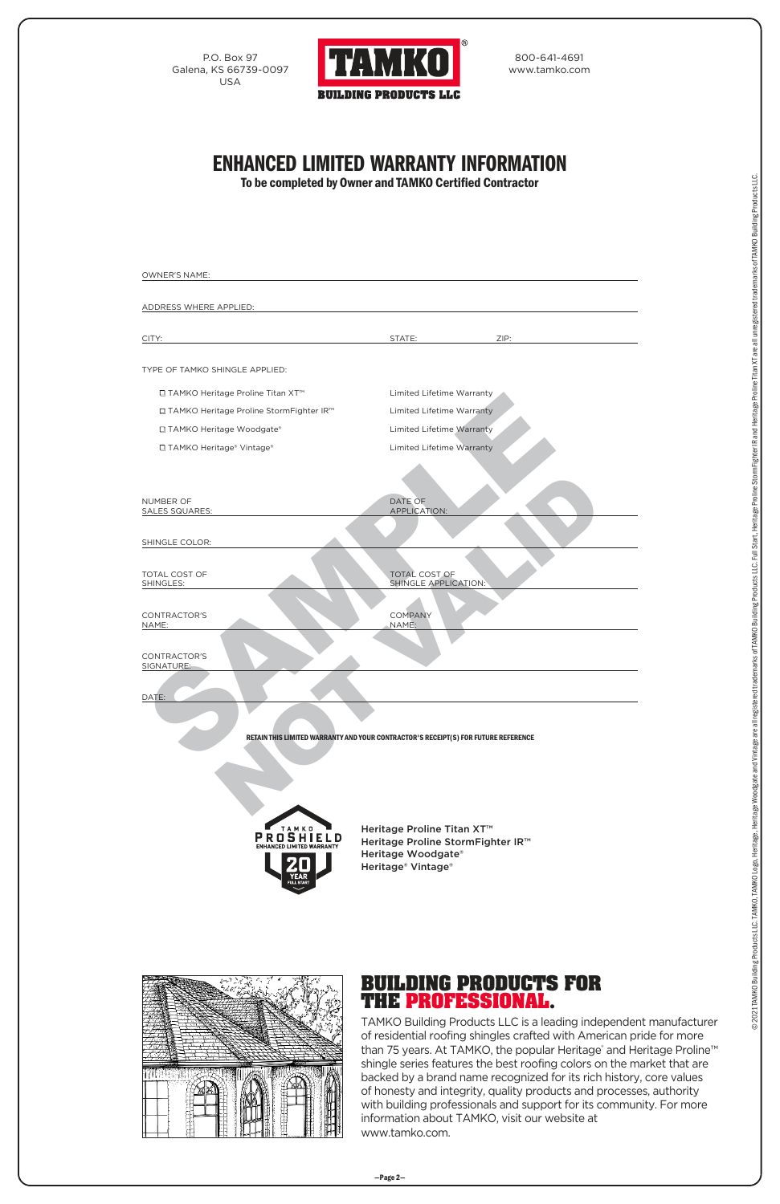P.O. Box 97
Galena, KS 66739-0097
USA

TAMKO® BUILDING PRODUCTS LLC

800-641-4691
www.tamko.com

# ENHANCED LIMITED WARRANTY INFORMATION

**To be completed by Owner and TAMKO Certified Contractor**

OWNER'S NAME: ______________________________

ADDRESS WHERE APPLIED: ______________________________

CITY: ______________ STATE: ______ ZIP: ______

TYPE OF TAMKO SHINGLE APPLIED:

| | |
|---|---|
| ☐ TAMKO Heritage Proline Titan XT™ | Limited Lifetime Warranty |
| ☐ TAMKO Heritage Proline StormFighter IR™ | Limited Lifetime Warranty |
| ☐ TAMKO Heritage Woodgate® | Limited Lifetime Warranty |
| ☐ TAMKO Heritage® Vintage® | Limited Lifetime Warranty |

NUMBER OF SALES SQUARES: ______________ DATE OF APPLICATION: ______________

SHINGLE COLOR: ______________________________

TOTAL COST OF SHINGLES: ______________ TOTAL COST OF SHINGLE APPLICATION: ______________

CONTRACTOR'S NAME: ______________ COMPANY NAME: ______________

CONTRACTOR'S SIGNATURE: ______________________________

DATE: ______________________________

SAMPLE NOT VALID

**RETAIN THIS LIMITED WARRANTY AND YOUR CONTRACTOR'S RECEIPT(S) FOR FUTURE REFERENCE**

TAMKO PROSHIELD ENHANCED LIMITED WARRANTY 20 YEAR FULL START

Heritage Proline Titan XT™
Heritage Proline StormFighter IR™
Heritage Woodgate®
Heritage® Vintage®

## BUILDING PRODUCTS FOR THE PROFESSIONAL.

TAMKO Building Products LLC is a leading independent manufacturer of residential roofing shingles crafted with American pride for more than 75 years. At TAMKO, the popular Heritage® and Heritage Proline™ shingle series features the best roofing colors on the market that are backed by a brand name recognized for its rich history, core values of honesty and integrity, quality products and processes, authority with building professionals and support for its community. For more information about TAMKO, visit our website at www.tamko.com.

© 2021 TAMKO Building Products LLC. TAMKO, TAMKO Logo, Heritage, Heritage Woodgate and Vintage are all registered trademarks of TAMKO Building Products LLC. Full Start, Heritage Proline StormFighter IR and Heritage Proline Titan XT are all unregistered trademarks of TAMKO Building Products LLC.